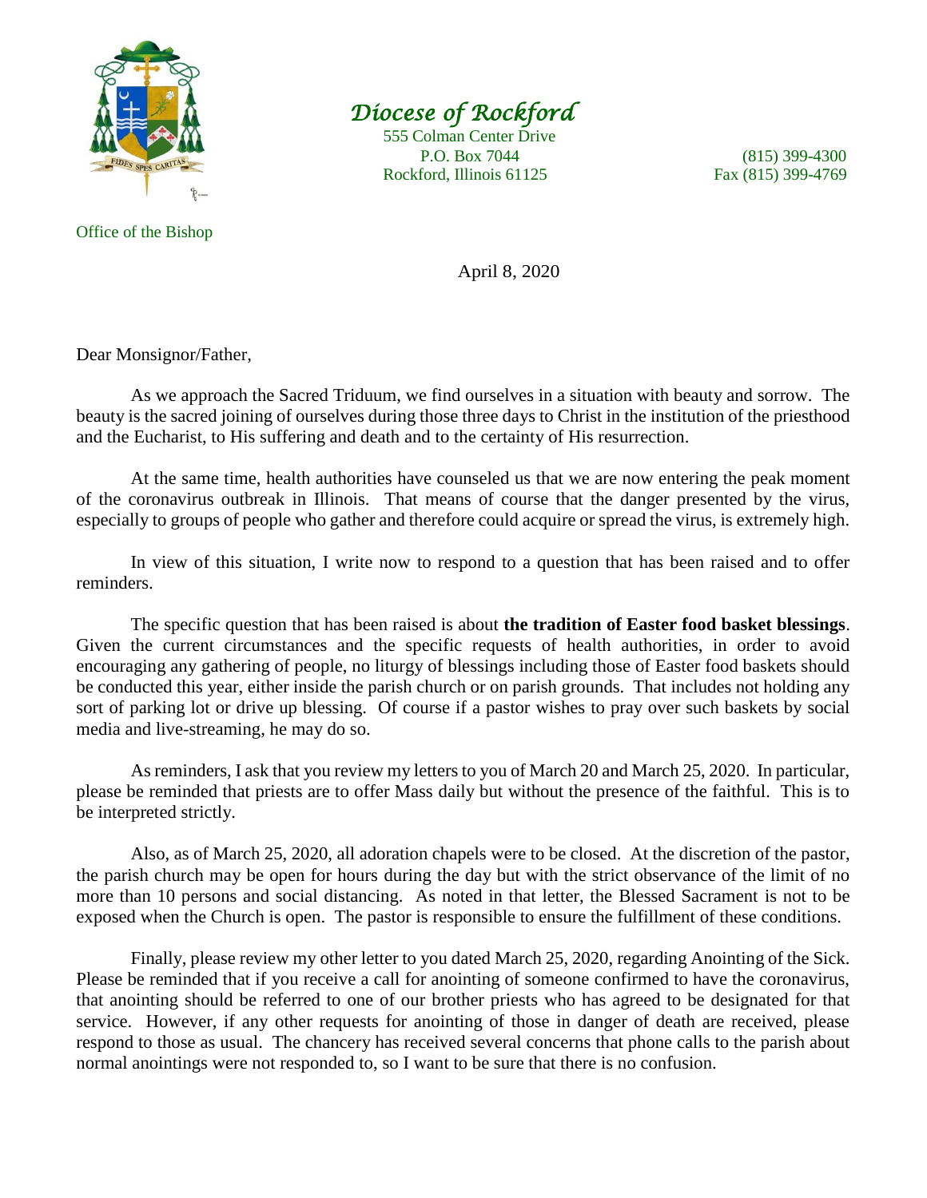# *Diocese of Rockford*

555 Colman Center Drive
P.O. Box 7044
Rockford, Illinois 61125

(815) 399-4300
Fax (815) 399-4769

Office of the Bishop

April 8, 2020

Dear Monsignor/Father,

As we approach the Sacred Triduum, we find ourselves in a situation with beauty and sorrow. The beauty is the sacred joining of ourselves during those three days to Christ in the institution of the priesthood and the Eucharist, to His suffering and death and to the certainty of His resurrection.

At the same time, health authorities have counseled us that we are now entering the peak moment of the coronavirus outbreak in Illinois. That means of course that the danger presented by the virus, especially to groups of people who gather and therefore could acquire or spread the virus, is extremely high.

In view of this situation, I write now to respond to a question that has been raised and to offer reminders.

The specific question that has been raised is about **the tradition of Easter food basket blessings**. Given the current circumstances and the specific requests of health authorities, in order to avoid encouraging any gathering of people, no liturgy of blessings including those of Easter food baskets should be conducted this year, either inside the parish church or on parish grounds. That includes not holding any sort of parking lot or drive up blessing. Of course if a pastor wishes to pray over such baskets by social media and live-streaming, he may do so.

As reminders, I ask that you review my letters to you of March 20 and March 25, 2020. In particular, please be reminded that priests are to offer Mass daily but without the presence of the faithful. This is to be interpreted strictly.

Also, as of March 25, 2020, all adoration chapels were to be closed. At the discretion of the pastor, the parish church may be open for hours during the day but with the strict observance of the limit of no more than 10 persons and social distancing. As noted in that letter, the Blessed Sacrament is not to be exposed when the Church is open. The pastor is responsible to ensure the fulfillment of these conditions.

Finally, please review my other letter to you dated March 25, 2020, regarding Anointing of the Sick. Please be reminded that if you receive a call for anointing of someone confirmed to have the coronavirus, that anointing should be referred to one of our brother priests who has agreed to be designated for that service. However, if any other requests for anointing of those in danger of death are received, please respond to those as usual. The chancery has received several concerns that phone calls to the parish about normal anointings were not responded to, so I want to be sure that there is no confusion.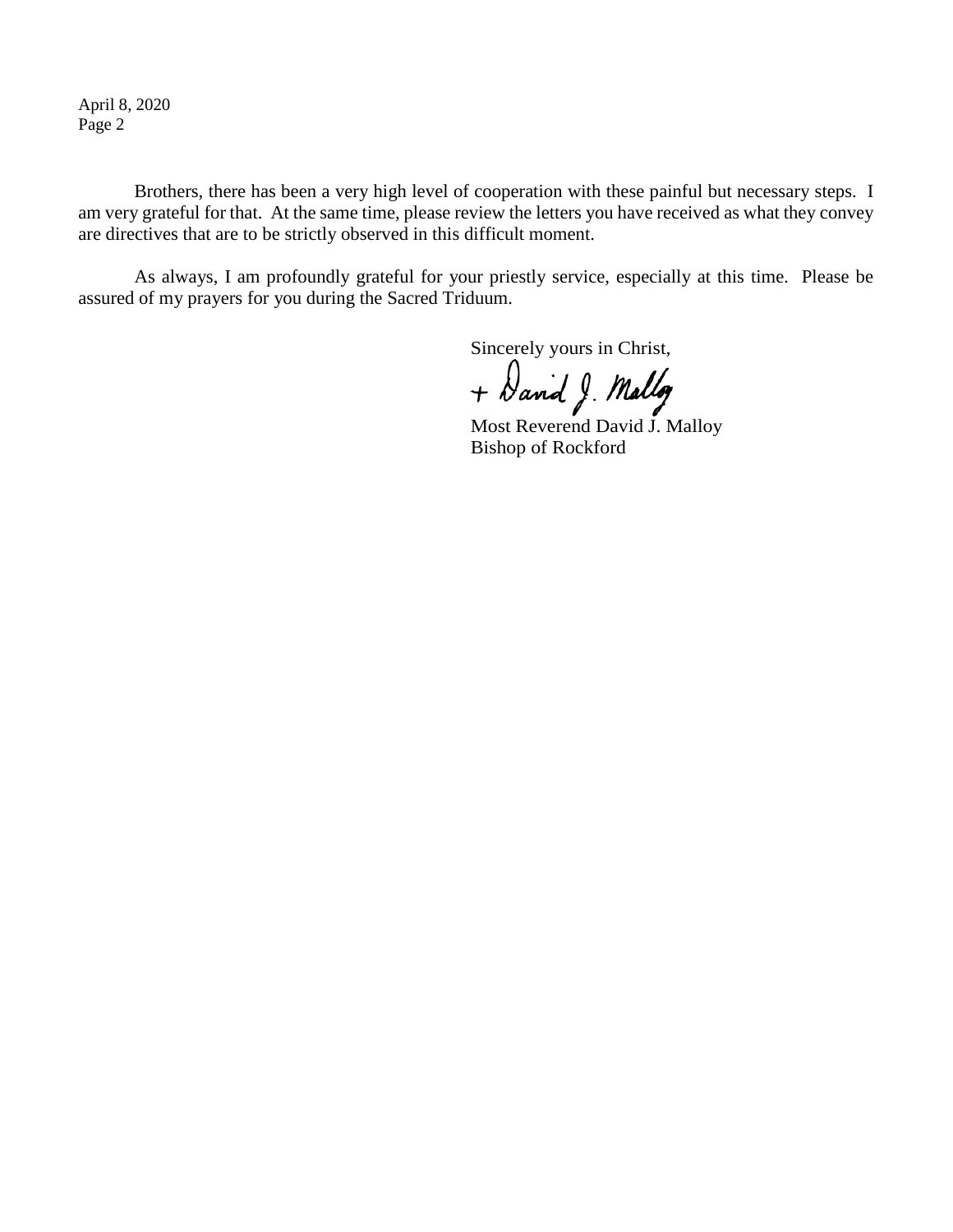Brothers, there has been a very high level of cooperation with these painful but necessary steps. I am very grateful for that. At the same time, please review the letters you have received as what they convey are directives that are to be strictly observed in this difficult moment.

As always, I am profoundly grateful for your priestly service, especially at this time. Please be assured of my prayers for you during the Sacred Triduum.

Sincerely yours in Christ,

+ David J. Malloy

Most Reverend David J. Malloy
Bishop of Rockford